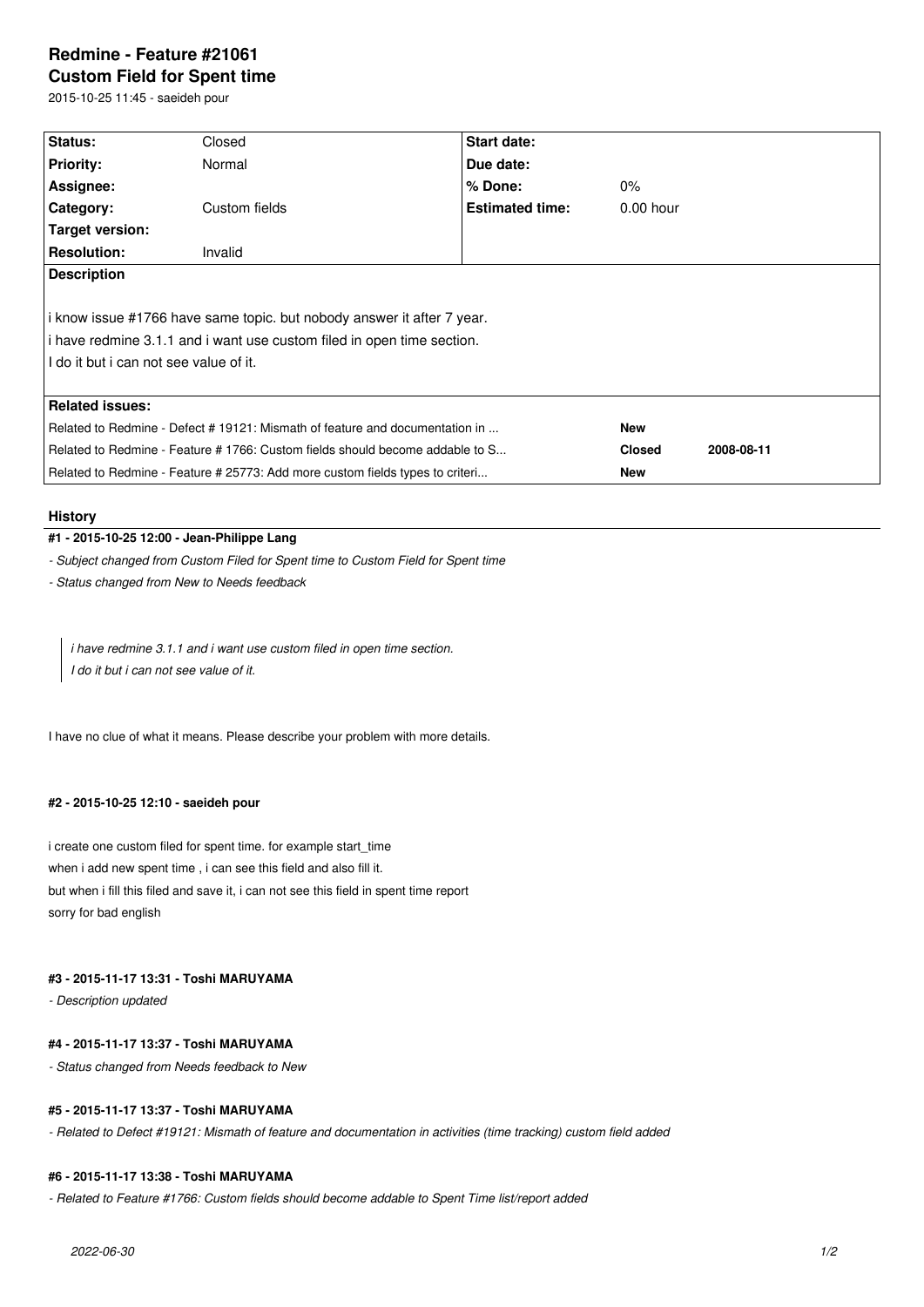# Redmine - Feature #21061
## Custom Field for Spent time

2015-10-25 11:45 - saeideh pour

| **Status:** | Closed | **Start date:** | |
|---|---|---|---|
| **Priority:** | Normal | **Due date:** | |
| **Assignee:** | | **% Done:** | 0% |
| **Category:** | Custom fields | **Estimated time:** | 0.00 hour |
| **Target version:** | | | |
| **Resolution:** | Invalid | | |

**Description**

i know issue #1766 have same topic. but nobody answer it after 7 year.
i have redmine 3.1.1 and i want use custom filed in open time section.
I do it but i can not see value of it.

**Related issues:**

| | | |
|---|---|---|
| Related to Redmine - Defect # 19121: Mismath of feature and documentation in ... | **New** | |
| Related to Redmine - Feature # 1766: Custom fields should become addable to S... | **Closed** | **2008-08-11** |
| Related to Redmine - Feature # 25773: Add more custom fields types to criteri... | **New** | |

### History

#### #1 - 2015-10-25 12:00 - Jean-Philippe Lang

*- Subject changed from Custom Filed for Spent time to Custom Field for Spent time*

*- Status changed from New to Needs feedback*

> *i have redmine 3.1.1 and i want use custom filed in open time section.*
> *I do it but i can not see value of it.*

I have no clue of what it means. Please describe your problem with more details.

#### #2 - 2015-10-25 12:10 - saeideh pour

i create one custom filed for spent time. for example start_time
when i add new spent time , i can see this field and also fill it.
but when i fill this filed and save it, i can not see this field in spent time report
sorry for bad english

#### #3 - 2015-11-17 13:31 - Toshi MARUYAMA

*- Description updated*

#### #4 - 2015-11-17 13:37 - Toshi MARUYAMA

*- Status changed from Needs feedback to New*

#### #5 - 2015-11-17 13:37 - Toshi MARUYAMA

*- Related to Defect #19121: Mismath of feature and documentation in activities (time tracking) custom field added*

#### #6 - 2015-11-17 13:38 - Toshi MARUYAMA

*- Related to Feature #1766: Custom fields should become addable to Spent Time list/report added*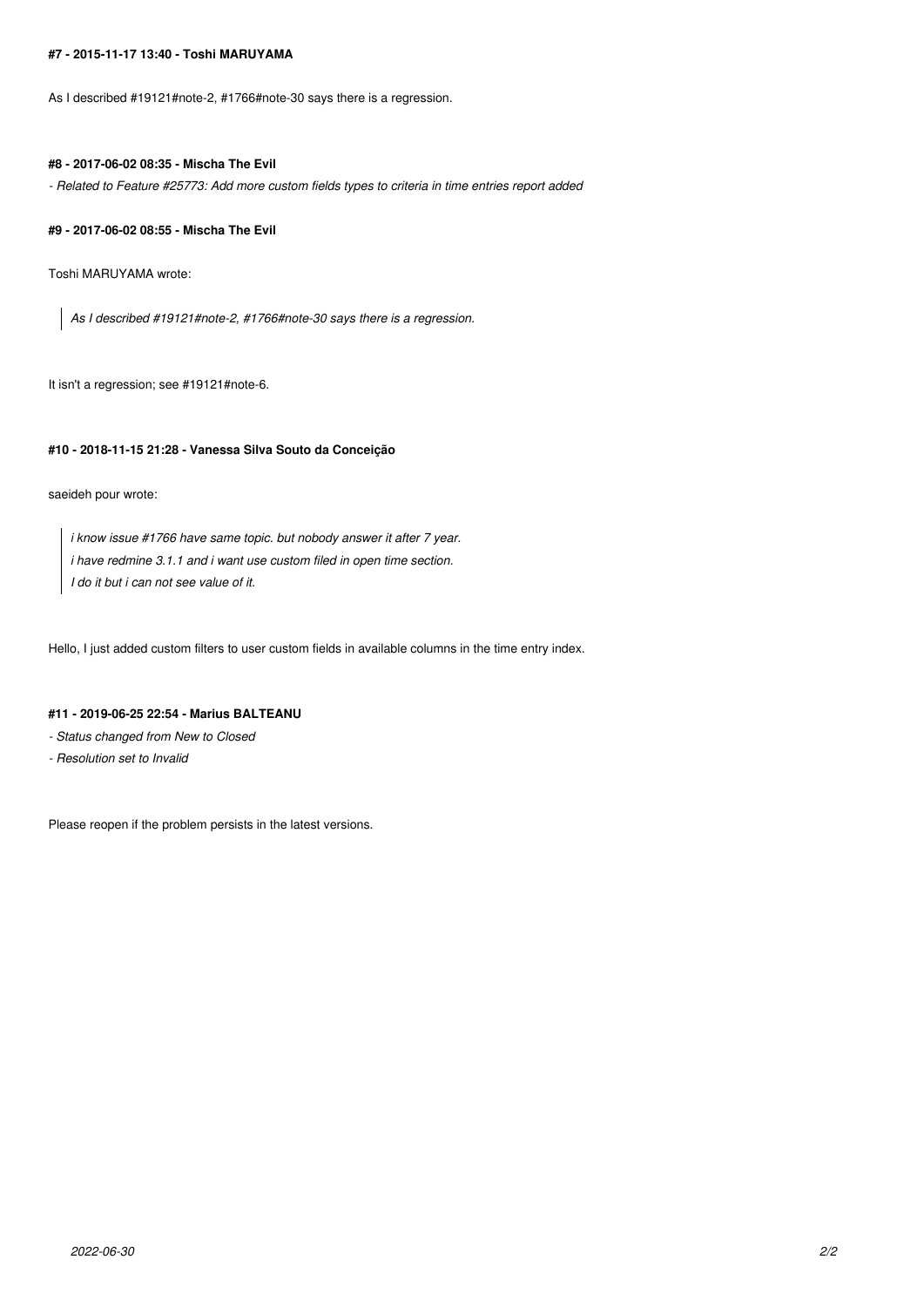#### #7 - 2015-11-17 13:40 - Toshi MARUYAMA

As I described #19121#note-2, #1766#note-30 says there is a regression.

#### #8 - 2017-06-02 08:35 - Mischa The Evil

*- Related to Feature #25773: Add more custom fields types to criteria in time entries report added*

#### #9 - 2017-06-02 08:55 - Mischa The Evil

Toshi MARUYAMA wrote:

> *As I described #19121#note-2, #1766#note-30 says there is a regression.*

It isn't a regression; see #19121#note-6.

#### #10 - 2018-11-15 21:28 - Vanessa Silva Souto da Conceição

saeideh pour wrote:

> *i know issue #1766 have same topic. but nobody answer it after 7 year.*
> *i have redmine 3.1.1 and i want use custom filed in open time section.*
> *I do it but i can not see value of it.*

Hello, I just added custom filters to user custom fields in available columns in the time entry index.

#### #11 - 2019-06-25 22:54 - Marius BALTEANU

*- Status changed from New to Closed*

*- Resolution set to Invalid*

Please reopen if the problem persists in the latest versions.